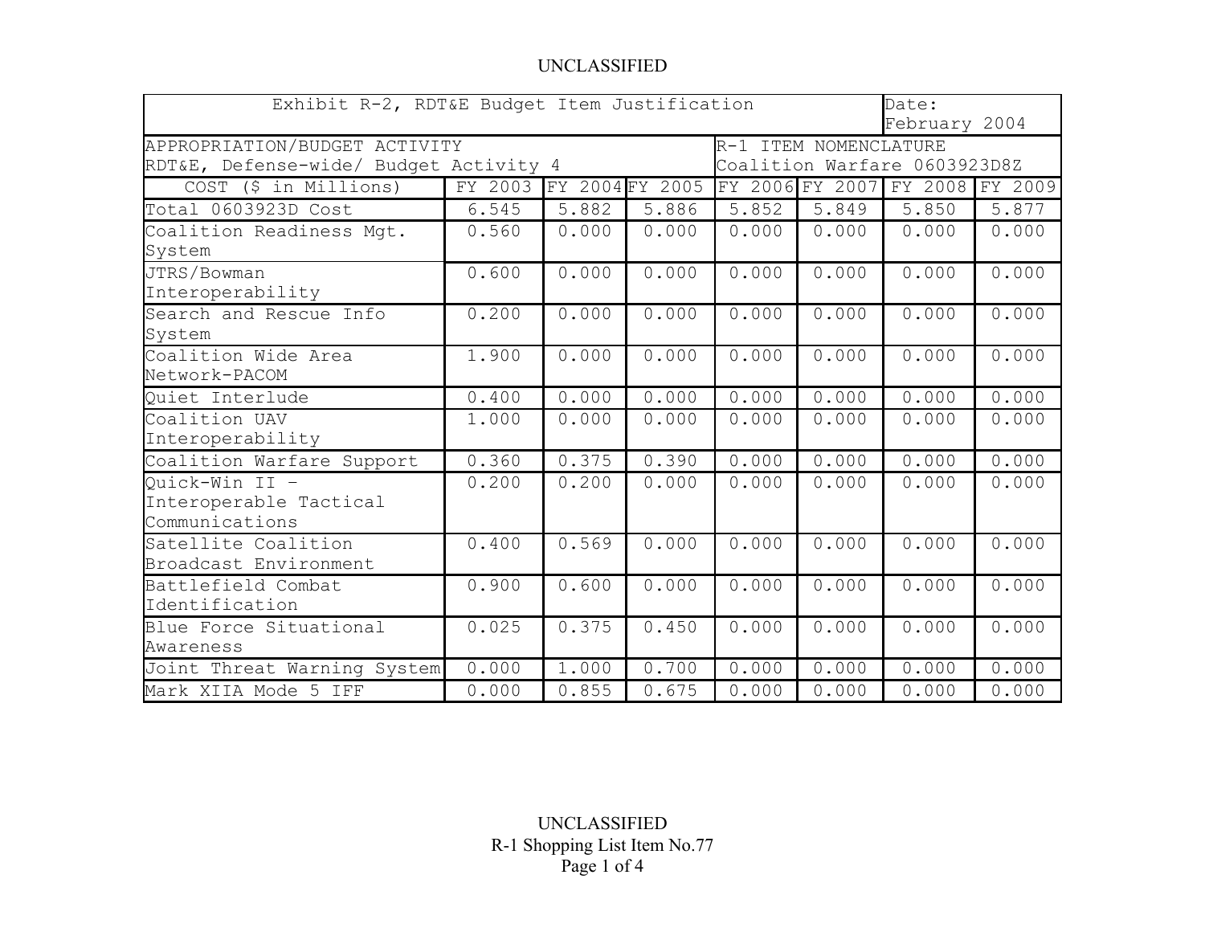UNCLASSIFIED

| Exhibit R-2, RDT&E Budget Item Justification | | | | | | | Date: February 2004 |
|---|---|---|---|---|---|---|---|
| APPROPRIATION/BUDGET ACTIVITY RDT&E, Defense-wide/ Budget Activity 4 | | | | R-1 ITEM NOMENCLATURE Coalition Warfare 0603923D8Z | | | |
| COST ($ in Millions) | FY 2003 | FY 2004 | FY 2005 | FY 2006 | FY 2007 | FY 2008 | FY 2009 |
| Total 0603923D Cost | 6.545 | 5.882 | 5.886 | 5.852 | 5.849 | 5.850 | 5.877 |
| Coalition Readiness Mgt. System | 0.560 | 0.000 | 0.000 | 0.000 | 0.000 | 0.000 | 0.000 |
| JTRS/Bowman Interoperability | 0.600 | 0.000 | 0.000 | 0.000 | 0.000 | 0.000 | 0.000 |
| Search and Rescue Info System | 0.200 | 0.000 | 0.000 | 0.000 | 0.000 | 0.000 | 0.000 |
| Coalition Wide Area Network-PACOM | 1.900 | 0.000 | 0.000 | 0.000 | 0.000 | 0.000 | 0.000 |
| Quiet Interlude | 0.400 | 0.000 | 0.000 | 0.000 | 0.000 | 0.000 | 0.000 |
| Coalition UAV Interoperability | 1.000 | 0.000 | 0.000 | 0.000 | 0.000 | 0.000 | 0.000 |
| Coalition Warfare Support | 0.360 | 0.375 | 0.390 | 0.000 | 0.000 | 0.000 | 0.000 |
| Quick-Win II – Interoperable Tactical Communications | 0.200 | 0.200 | 0.000 | 0.000 | 0.000 | 0.000 | 0.000 |
| Satellite Coalition Broadcast Environment | 0.400 | 0.569 | 0.000 | 0.000 | 0.000 | 0.000 | 0.000 |
| Battlefield Combat Identification | 0.900 | 0.600 | 0.000 | 0.000 | 0.000 | 0.000 | 0.000 |
| Blue Force Situational Awareness | 0.025 | 0.375 | 0.450 | 0.000 | 0.000 | 0.000 | 0.000 |
| Joint Threat Warning System | 0.000 | 1.000 | 0.700 | 0.000 | 0.000 | 0.000 | 0.000 |
| Mark XIIA Mode 5 IFF | 0.000 | 0.855 | 0.675 | 0.000 | 0.000 | 0.000 | 0.000 |

UNCLASSIFIED
R-1 Shopping List Item No.77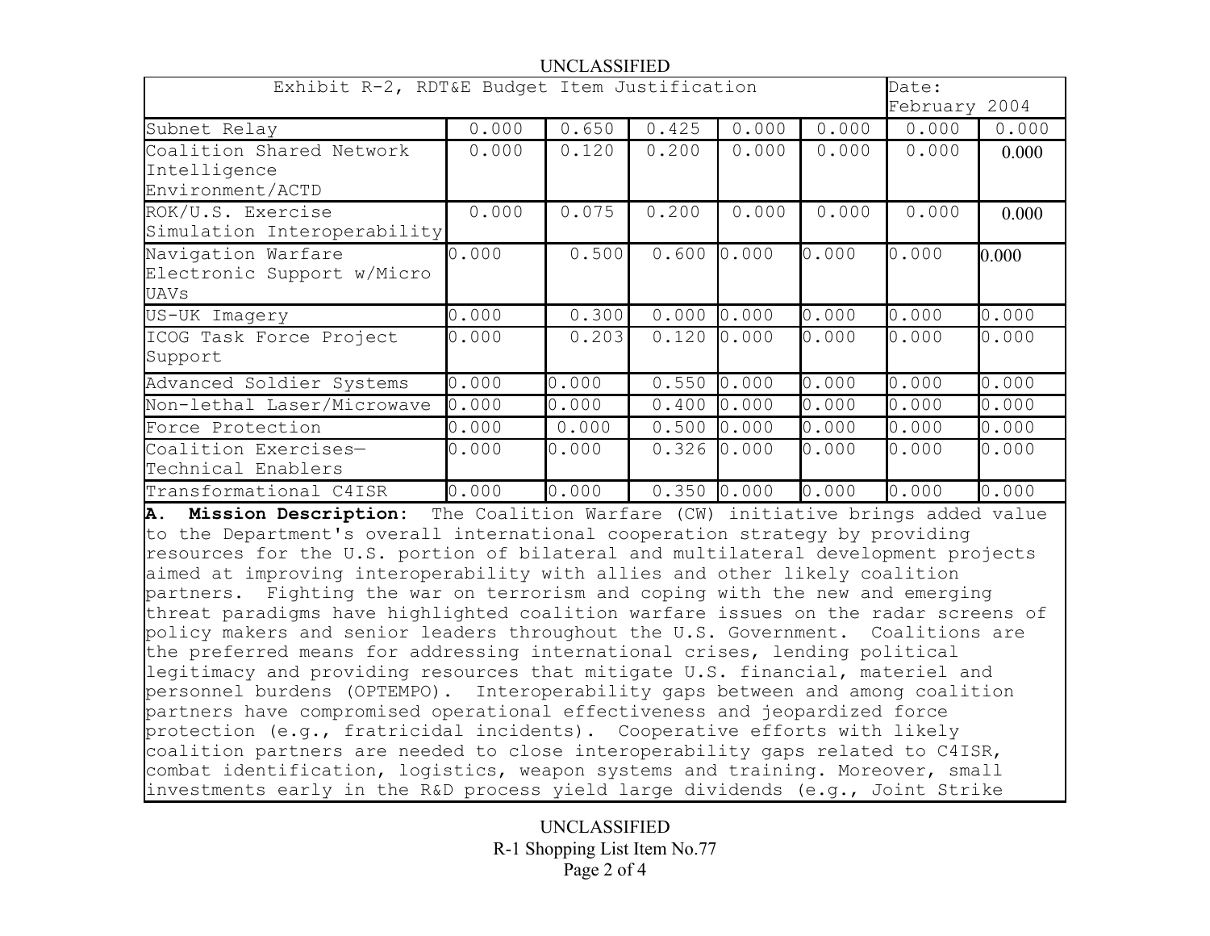UNCLASSIFIED

| Exhibit R-2, RDT&E Budget Item Justification | | | | | | Date: February 2004 | |
|---|---|---|---|---|---|---|---|
| Subnet Relay | 0.000 | 0.650 | 0.425 | 0.000 | 0.000 | 0.000 | 0.000 |
| Coalition Shared Network Intelligence Environment/ACTD | 0.000 | 0.120 | 0.200 | 0.000 | 0.000 | 0.000 | 0.000 |
| ROK/U.S. Exercise Simulation Interoperability | 0.000 | 0.075 | 0.200 | 0.000 | 0.000 | 0.000 | 0.000 |
| Navigation Warfare Electronic Support w/Micro UAVs | 0.000 | 0.500 | 0.600 | 0.000 | 0.000 | 0.000 | 0.000 |
| US-UK Imagery | 0.000 | 0.300 | 0.000 | 0.000 | 0.000 | 0.000 | 0.000 |
| ICOG Task Force Project Support | 0.000 | 0.203 | 0.120 | 0.000 | 0.000 | 0.000 | 0.000 |
| Advanced Soldier Systems | 0.000 | 0.000 | 0.550 | 0.000 | 0.000 | 0.000 | 0.000 |
| Non-lethal Laser/Microwave | 0.000 | 0.000 | 0.400 | 0.000 | 0.000 | 0.000 | 0.000 |
| Force Protection | 0.000 | 0.000 | 0.500 | 0.000 | 0.000 | 0.000 | 0.000 |
| Coalition Exercises—Technical Enablers | 0.000 | 0.000 | 0.326 | 0.000 | 0.000 | 0.000 | 0.000 |
| Transformational C4ISR | 0.000 | 0.000 | 0.350 | 0.000 | 0.000 | 0.000 | 0.000 |

**A. Mission Description:** The Coalition Warfare (CW) initiative brings added value to the Department's overall international cooperation strategy by providing resources for the U.S. portion of bilateral and multilateral development projects aimed at improving interoperability with allies and other likely coalition partners. Fighting the war on terrorism and coping with the new and emerging threat paradigms have highlighted coalition warfare issues on the radar screens of policy makers and senior leaders throughout the U.S. Government. Coalitions are the preferred means for addressing international crises, lending political legitimacy and providing resources that mitigate U.S. financial, materiel and personnel burdens (OPTEMPO). Interoperability gaps between and among coalition partners have compromised operational effectiveness and jeopardized force protection (e.g., fratricidal incidents). Cooperative efforts with likely coalition partners are needed to close interoperability gaps related to C4ISR, combat identification, logistics, weapon systems and training. Moreover, small investments early in the R&D process yield large dividends (e.g., Joint Strike

UNCLASSIFIED
R-1 Shopping List Item No.77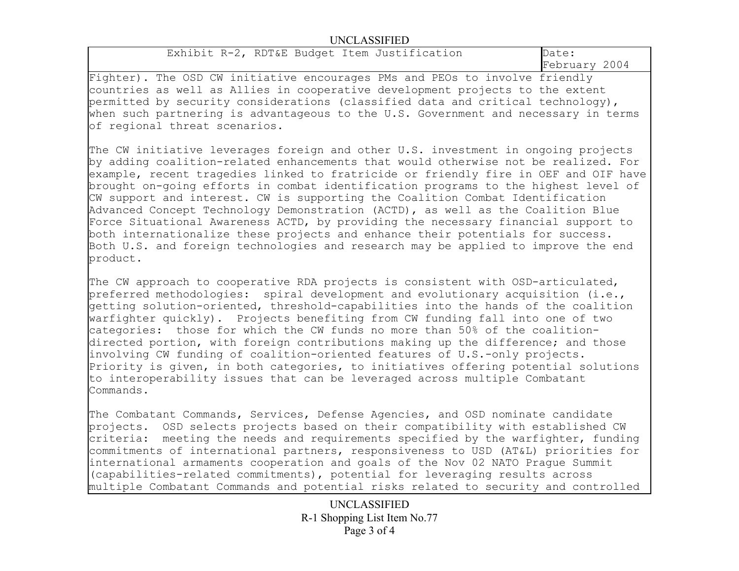Fighter). The OSD CW initiative encourages PMs and PEOs to involve friendly countries as well as Allies in cooperative development projects to the extent permitted by security considerations (classified data and critical technology), when such partnering is advantageous to the U.S. Government and necessary in terms of regional threat scenarios.

The CW initiative leverages foreign and other U.S. investment in ongoing projects by adding coalition-related enhancements that would otherwise not be realized. For example, recent tragedies linked to fratricide or friendly fire in OEF and OIF have brought on-going efforts in combat identification programs to the highest level of CW support and interest. CW is supporting the Coalition Combat Identification Advanced Concept Technology Demonstration (ACTD), as well as the Coalition Blue Force Situational Awareness ACTD, by providing the necessary financial support to both internationalize these projects and enhance their potentials for success. Both U.S. and foreign technologies and research may be applied to improve the end product.

The CW approach to cooperative RDA projects is consistent with OSD-articulated, preferred methodologies: spiral development and evolutionary acquisition (i.e., getting solution-oriented, threshold-capabilities into the hands of the coalition warfighter quickly). Projects benefiting from CW funding fall into one of two categories: those for which the CW funds no more than 50% of the coalition-directed portion, with foreign contributions making up the difference; and those involving CW funding of coalition-oriented features of U.S.-only projects. Priority is given, in both categories, to initiatives offering potential solutions to interoperability issues that can be leveraged across multiple Combatant Commands.

The Combatant Commands, Services, Defense Agencies, and OSD nominate candidate projects. OSD selects projects based on their compatibility with established CW criteria: meeting the needs and requirements specified by the warfighter, funding commitments of international partners, responsiveness to USD (AT&L) priorities for international armaments cooperation and goals of the Nov 02 NATO Prague Summit (capabilities-related commitments), potential for leveraging results across multiple Combatant Commands and potential risks related to security and controlled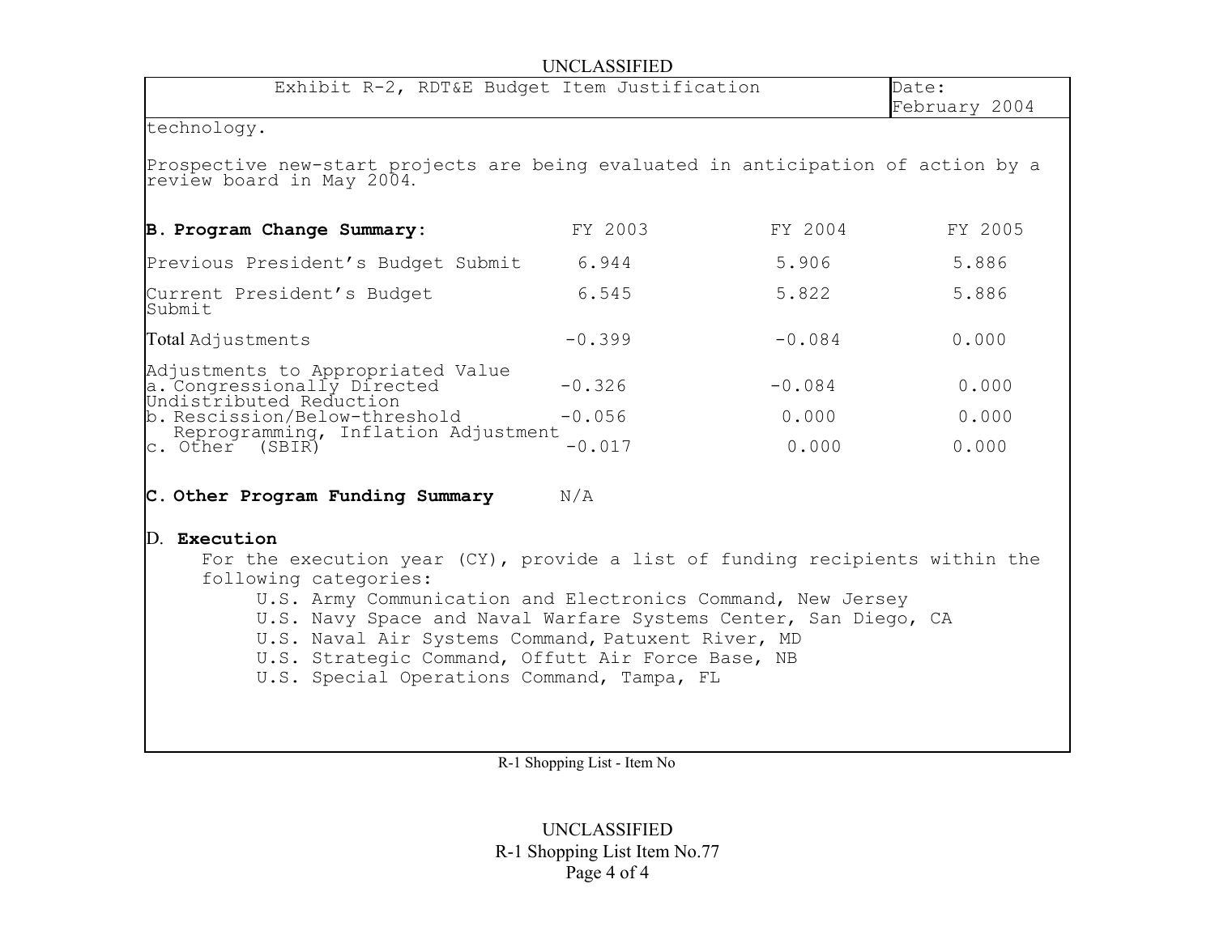Exhibit R-2, RDT&E Budget Item Justification | Date: February 2004

technology.

Prospective new-start projects are being evaluated in anticipation of action by a review board in May 2004.

| **B. Program Change Summary:** | FY 2003 | FY 2004 | FY 2005 |
|---|---|---|---|
| Previous President's Budget Submit | 6.944 | 5.906 | 5.886 |
| Current President's Budget Submit | 6.545 | 5.822 | 5.886 |
| Total Adjustments | -0.399 | -0.084 | 0.000 |
| Adjustments to Appropriated Value | | | |
| a. Congressionally Directed Undistributed Reduction | -0.326 | -0.084 | 0.000 |
| b. Rescission/Below-threshold Reprogramming, Inflation Adjustment | -0.056 | 0.000 | 0.000 |
| c. Other (SBIR) | -0.017 | 0.000 | 0.000 |

**C. Other Program Funding Summary** N/A

D. **Execution**

For the execution year (CY), provide a list of funding recipients within the following categories:

- U.S. Army Communication and Electronics Command, New Jersey
- U.S. Navy Space and Naval Warfare Systems Center, San Diego, CA
- U.S. Naval Air Systems Command, Patuxent River, MD
- U.S. Strategic Command, Offutt Air Force Base, NB
- U.S. Special Operations Command, Tampa, FL